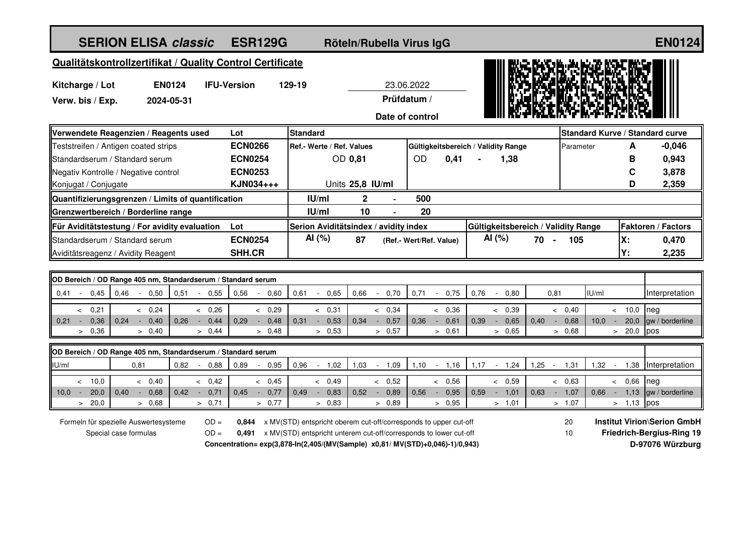# SERION ELISA *classic* ESR129G Röteln/Rubella Virus IgG EN0124

## Qualitätskontrollzertifikat / Quality Control Certificate

**Kitcharge / Lot** **EN0124** **IFU-Version** **129-19** 23.06.2022

**Verw. bis / Exp.** **2024-05-31** **Prüfdatum / Date of control**

| Verwendete Reagenzien / Reagents used | Lot | Standard | | | | Standard Kurve / Standard curve | | |
|---|---|---|---|---|---|---|---|---|
| Teststreifen / Antigen coated strips | **ECN0266** | Ref.- Werte / Ref. Values | | Gültigkeitsbereich / Validity Range | | Parameter | **A** | **-0,046** |
| Standardserum / Standard serum | **ECN0254** | OD **0,81** | | OD **0,41** - **1,38** | | | **B** | **0,943** |
| Negativ Kontrolle / Negative control | **ECN0253** | | | | | | **C** | **3,878** |
| Konjugat / Conjugate | **KJN034+++** | Units **25,8 IU/ml** | | | | | **D** | **2,359** |
| **Quantifizierungsgrenzen / Limits of quantification** | | **IU/ml** | **2 - 500** | | | | | |
| **Grenzwertbereich / Borderline range** | | **IU/ml** | **10 - 20** | | | | | |

| Für Aviditätstestung / For avidity evaluation | Lot | Serion Aviditätsindex / avidity index | | Gültigkeitsbereich / Validity Range | Faktoren / Factors | |
|---|---|---|---|---|---|---|
| Standardserum / Standard serum | **ECN0254** | **AI (%)** **87** | (Ref.- Wert/Ref. Value) | **AI (%)** **70 - 105** | **X:** | **0,470** |
| Aviditätsreagenz / Avidity Reagent | **SHH.CR** | | | | **Y:** | **2,235** |

**OD Bereich / OD Range 405 nm, Standardserum / Standard serum**

| 0,41 - 0,45 | 0,46 - 0,50 | 0,51 - 0,55 | 0,56 - 0,60 | 0,61 - 0,65 | 0,66 - 0,70 | 0,71 - 0,75 | 0,76 - 0,80 | 0,81 | IU/ml | Interpretation |
|---|---|---|---|---|---|---|---|---|---|---|
| < 0,21 | < 0,24 | < 0,26 | < 0,29 | < 0,31 | < 0,34 | < 0,36 | < 0,39 | < 0,40 | < 10,0 | neg |
| 0,21 - 0,36 | 0,24 - 0,40 | 0,26 - 0,44 | 0,29 - 0,48 | 0,31 - 0,53 | 0,34 - 0,57 | 0,36 - 0,61 | 0,39 - 0,65 | 0,40 - 0,68 | 10,0 - 20,0 | gw / borderline |
| > 0,36 | > 0,40 | > 0,44 | > 0,48 | > 0,53 | > 0,57 | > 0,61 | > 0,65 | > 0,68 | > 20,0 | pos |

**OD Bereich / OD Range 405 nm, Standardserum / Standard serum**

| IU/ml | 0,81 | 0,82 - 0,88 | 0,89 - 0,95 | 0,96 - 1,02 | 1,03 - 1,09 | 1,10 - 1,16 | 1,17 - 1,24 | 1,25 - 1,31 | 1,32 - 1,38 | Interpretation |
|---|---|---|---|---|---|---|---|---|---|---|
| < 10,0 | < 0,40 | < 0,42 | < 0,45 | < 0,49 | < 0,52 | < 0,56 | < 0,59 | < 0,63 | < 0,66 | neg |
| 10,0 - 20,0 | 0,40 - 0,68 | 0,42 - 0,71 | 0,45 - 0,77 | 0,49 - 0,83 | 0,52 - 0,89 | 0,56 - 0,95 | 0,59 - 1,01 | 0,63 - 1,07 | 0,66 - 1,13 | gw / borderline |
| > 20,0 | > 0,68 | > 0,71 | > 0,77 | > 0,83 | > 0,89 | > 0,95 | > 1,01 | > 1,07 | > 1,13 | pos |

Formeln für spezielle Auswertesysteme / Special case formulas

OD = **0,844** x MV(STD) entspricht oberem cut-off/corresponds to upper cut-off 20

OD = **0,491** x MV(STD) entspricht unterem cut-off/corresponds to lower cut-off 10

**Concentration= exp(3,878-ln(2,405/(MV(Sample) x0,81/ MV(STD)+0,046)-1)/0,943)**

**Institut Virion\Serion GmbH**
**Friedrich-Bergius-Ring 19**
**D-97076 Würzburg**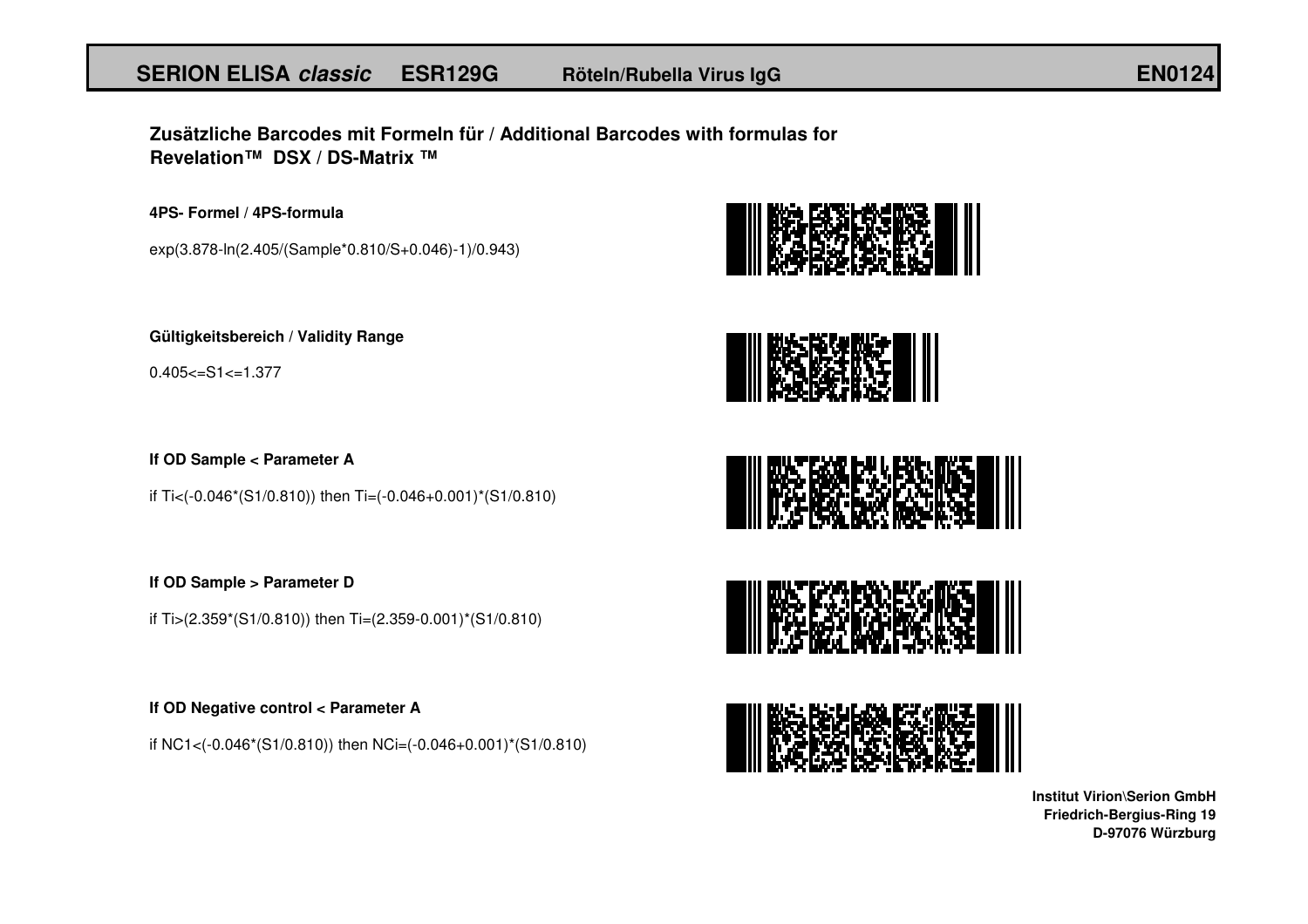## Zusätzliche Barcodes mit Formeln für / Additional Barcodes with formulas for Revelation™ DSX / DS-Matrix ™

**4PS- Formel / 4PS-formula**

exp(3.878-ln(2.405/(Sample*0.810/S+0.046)-1)/0.943)

**Gültigkeitsbereich / Validity Range**

0.405<=S1<=1.377

**If OD Sample < Parameter A**

if Ti<(-0.046*(S1/0.810)) then Ti=(-0.046+0.001)*(S1/0.810)

**If OD Sample > Parameter D**

if Ti>(2.359*(S1/0.810)) then Ti=(2.359-0.001)*(S1/0.810)

**If OD Negative control < Parameter A**

if NC1<(-0.046*(S1/0.810)) then NCi=(-0.046+0.001)*(S1/0.810)

**Institut Virion\Serion GmbH**
**Friedrich-Bergius-Ring 19**
**D-97076 Würzburg**